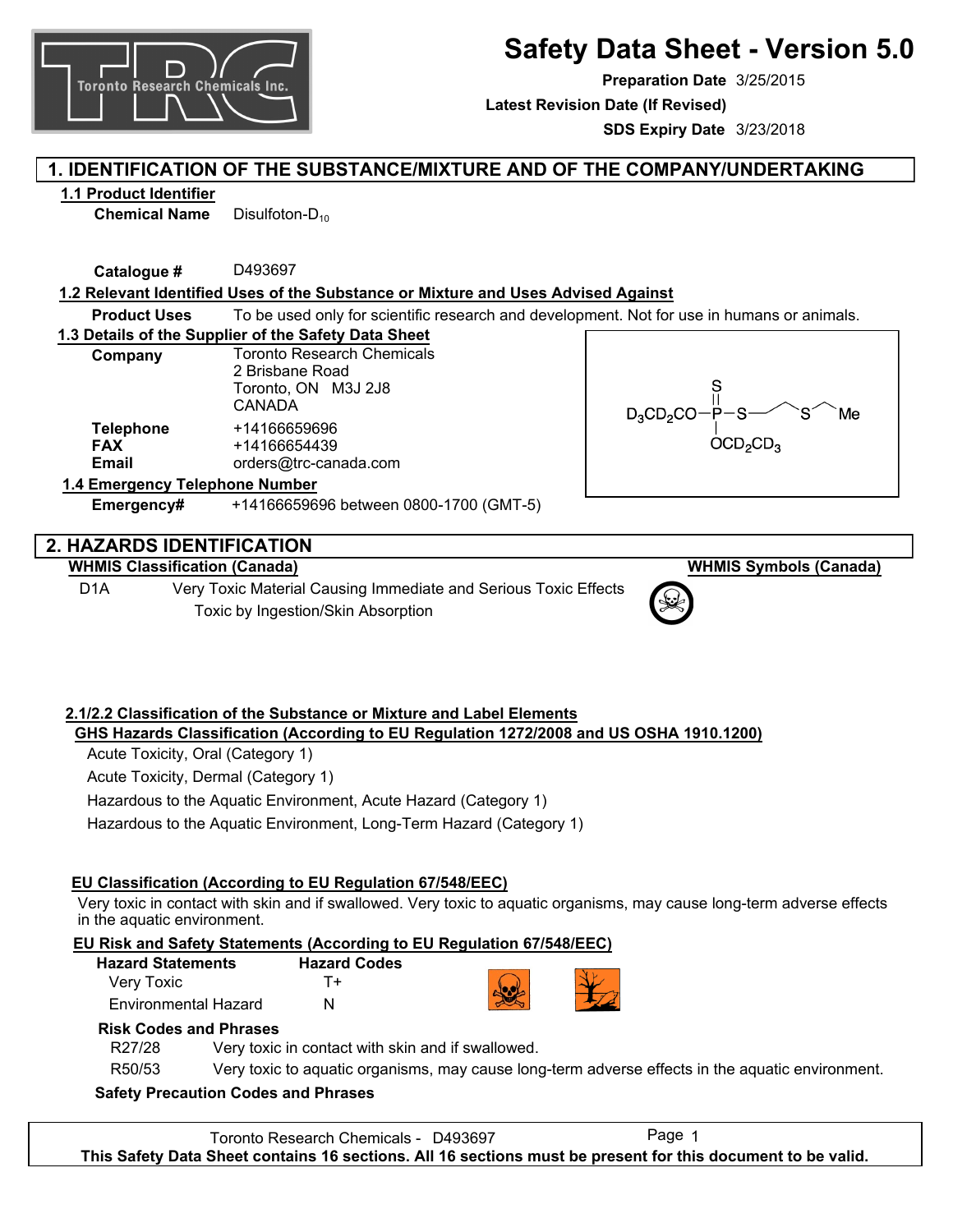# Safety Data Sheet - Version 5.0

**Preparation Date** 3/25/2015

**Latest Revision Date (If Revised)**

**SDS Expiry Date** 3/23/2018

## 1. IDENTIFICATION OF THE SUBSTANCE/MIXTURE AND OF THE COMPANY/UNDERTAKING

### 1.1 Product Identifier

**Chemical Name** Disulfoton-$D_{10}$

**Catalogue #** D493697

### 1.2 Relevant Identified Uses of the Substance or Mixture and Uses Advised Against

**Product Uses** To be used only for scientific research and development. Not for use in humans or animals.

### 1.3 Details of the Supplier of the Safety Data Sheet

**Company** Toronto Research Chemicals
2 Brisbane Road
Toronto, ON M3J 2J8
CANADA

**Telephone** +14166659696
**FAX** +14166654439
**Email** orders@trc-canada.com

$D_3CD_2CO-P(=S)(OCD_2CD_3)-S-CH_2CH_2-S-CH_2-Me$

### 1.4 Emergency Telephone Number

**Emergency#** +14166659696 between 0800-1700 (GMT-5)

## 2. HAZARDS IDENTIFICATION

**WHMIS Classification (Canada)**

D1A Very Toxic Material Causing Immediate and Serious Toxic Effects
Toxic by Ingestion/Skin Absorption

**WHMIS Symbols (Canada)**

### 2.1/2.2 Classification of the Substance or Mixture and Label Elements

**GHS Hazards Classification (According to EU Regulation 1272/2008 and US OSHA 1910.1200)**

Acute Toxicity, Oral (Category 1)

Acute Toxicity, Dermal (Category 1)

Hazardous to the Aquatic Environment, Acute Hazard (Category 1)

Hazardous to the Aquatic Environment, Long-Term Hazard (Category 1)

**EU Classification (According to EU Regulation 67/548/EEC)**

Very toxic in contact with skin and if swallowed. Very toxic to aquatic organisms, may cause long-term adverse effects in the aquatic environment.

**EU Risk and Safety Statements (According to EU Regulation 67/548/EEC)**

| Hazard Statements | Hazard Codes |
|---|---|
| Very Toxic | T+ |
| Environmental Hazard | N |

**Risk Codes and Phrases**

| | |
|---|---|
| R27/28 | Very toxic in contact with skin and if swallowed. |
| R50/53 | Very toxic to aquatic organisms, may cause long-term adverse effects in the aquatic environment. |

**Safety Precaution Codes and Phrases**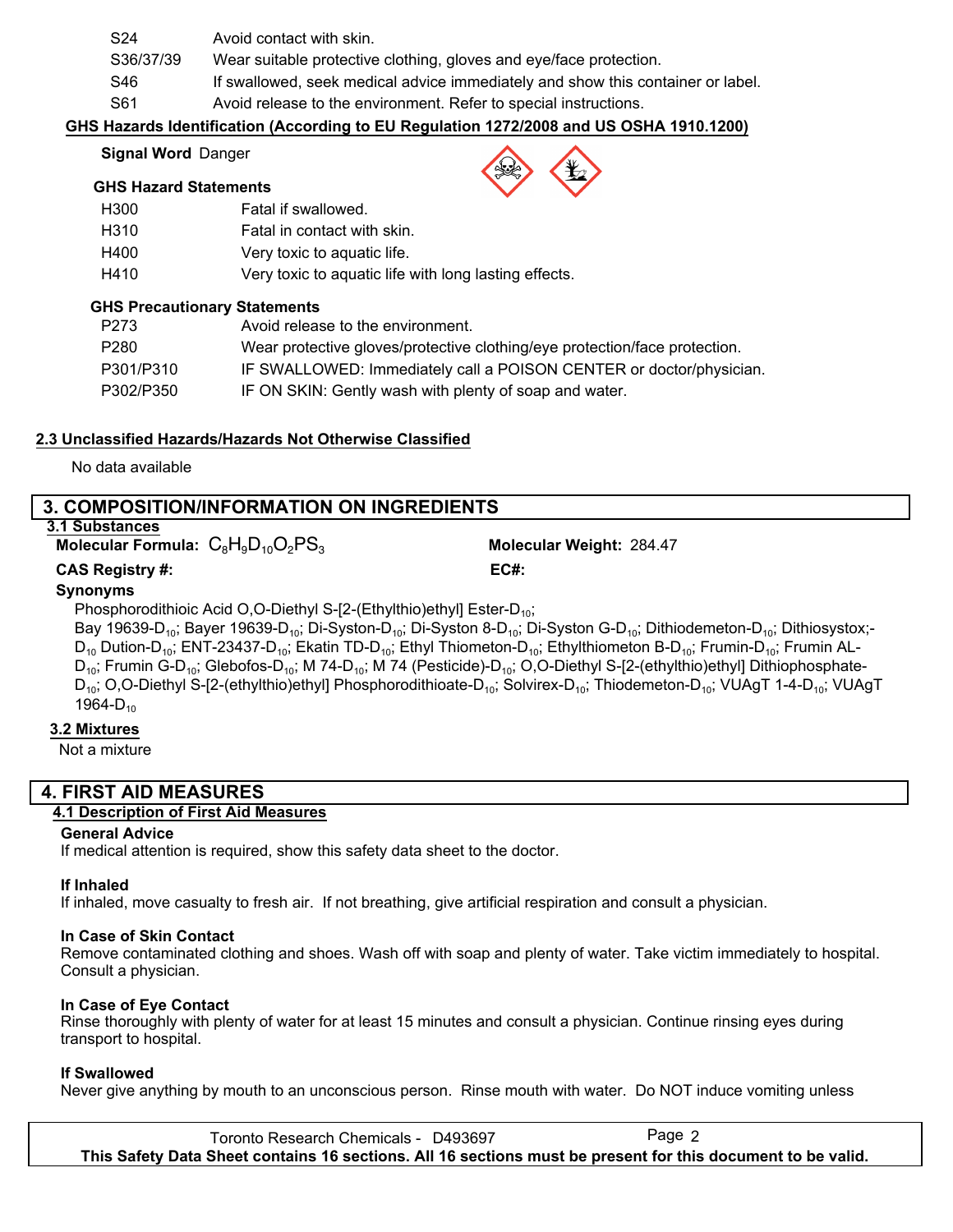| | |
|---|---|
| S24 | Avoid contact with skin. |
| S36/37/39 | Wear suitable protective clothing, gloves and eye/face protection. |
| S46 | If swallowed, seek medical advice immediately and show this container or label. |
| S61 | Avoid release to the environment. Refer to special instructions. |

**GHS Hazards Identification (According to EU Regulation 1272/2008 and US OSHA 1910.1200)**

**Signal Word** Danger

**GHS Hazard Statements**

| | |
|---|---|
| H300 | Fatal if swallowed. |
| H310 | Fatal in contact with skin. |
| H400 | Very toxic to aquatic life. |
| H410 | Very toxic to aquatic life with long lasting effects. |

**GHS Precautionary Statements**

| | |
|---|---|
| P273 | Avoid release to the environment. |
| P280 | Wear protective gloves/protective clothing/eye protection/face protection. |
| P301/P310 | IF SWALLOWED: Immediately call a POISON CENTER or doctor/physician. |
| P302/P350 | IF ON SKIN: Gently wash with plenty of soap and water. |

**2.3 Unclassified Hazards/Hazards Not Otherwise Classified**

No data available

## 3. COMPOSITION/INFORMATION ON INGREDIENTS

**3.1 Substances**

**Molecular Formula:** $C_8H_9D_{10}O_2PS_3$ **Molecular Weight:** 284.47

**CAS Registry #:** **EC#:**

**Synonyms**

Phosphorodithioic Acid O,O-Diethyl S-[2-(Ethylthio)ethyl] Ester-$D_{10}$;
Bay 19639-$D_{10}$; Bayer 19639-$D_{10}$; Di-Syston-$D_{10}$; Di-Syston 8-$D_{10}$; Di-Syston G-$D_{10}$; Dithiodemeton-$D_{10}$; Dithiosystox;-$D_{10}$ Dution-$D_{10}$; ENT-23437-$D_{10}$; Ekatin TD-$D_{10}$; Ethyl Thiometon-$D_{10}$; Ethylthiometon B-$D_{10}$; Frumin-$D_{10}$; Frumin AL-$D_{10}$; Frumin G-$D_{10}$; Glebofos-$D_{10}$; M 74-$D_{10}$; M 74 (Pesticide)-$D_{10}$; O,O-Diethyl S-[2-(ethylthio)ethyl] Dithiophosphate-$D_{10}$; O,O-Diethyl S-[2-(ethylthio)ethyl] Phosphorodithioate-$D_{10}$; Solvirex-$D_{10}$; Thiodemeton-$D_{10}$; VUAgT 1-4-$D_{10}$; VUAgT 1964-$D_{10}$

**3.2 Mixtures**

Not a mixture

## 4. FIRST AID MEASURES

**4.1 Description of First Aid Measures**

**General Advice**
If medical attention is required, show this safety data sheet to the doctor.

**If Inhaled**
If inhaled, move casualty to fresh air. If not breathing, give artificial respiration and consult a physician.

**In Case of Skin Contact**
Remove contaminated clothing and shoes. Wash off with soap and plenty of water. Take victim immediately to hospital. Consult a physician.

**In Case of Eye Contact**
Rinse thoroughly with plenty of water for at least 15 minutes and consult a physician. Continue rinsing eyes during transport to hospital.

**If Swallowed**
Never give anything by mouth to an unconscious person. Rinse mouth with water. Do NOT induce vomiting unless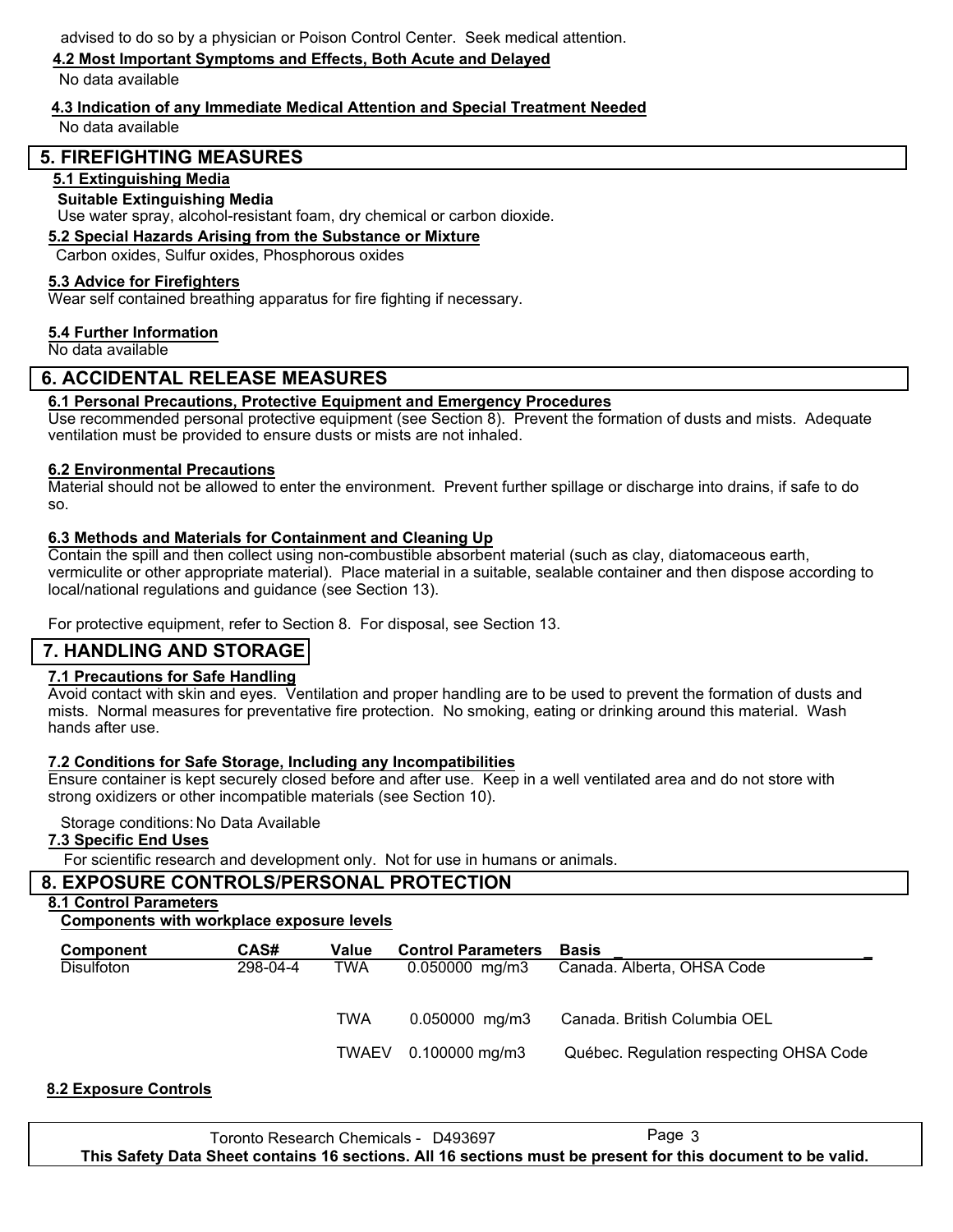advised to do so by a physician or Poison Control Center. Seek medical attention.

**4.2 Most Important Symptoms and Effects, Both Acute and Delayed**

No data available

**4.3 Indication of any Immediate Medical Attention and Special Treatment Needed**

No data available

## 5. FIREFIGHTING MEASURES

**5.1 Extinguishing Media**

**Suitable Extinguishing Media**

Use water spray, alcohol-resistant foam, dry chemical or carbon dioxide.

**5.2 Special Hazards Arising from the Substance or Mixture**

Carbon oxides, Sulfur oxides, Phosphorous oxides

**5.3 Advice for Firefighters**

Wear self contained breathing apparatus for fire fighting if necessary.

**5.4 Further Information**

No data available

## 6. ACCIDENTAL RELEASE MEASURES

**6.1 Personal Precautions, Protective Equipment and Emergency Procedures**

Use recommended personal protective equipment (see Section 8). Prevent the formation of dusts and mists. Adequate ventilation must be provided to ensure dusts or mists are not inhaled.

**6.2 Environmental Precautions**

Material should not be allowed to enter the environment. Prevent further spillage or discharge into drains, if safe to do so.

**6.3 Methods and Materials for Containment and Cleaning Up**

Contain the spill and then collect using non-combustible absorbent material (such as clay, diatomaceous earth, vermiculite or other appropriate material). Place material in a suitable, sealable container and then dispose according to local/national regulations and guidance (see Section 13).

For protective equipment, refer to Section 8. For disposal, see Section 13.

## 7. HANDLING AND STORAGE

**7.1 Precautions for Safe Handling**

Avoid contact with skin and eyes. Ventilation and proper handling are to be used to prevent the formation of dusts and mists. Normal measures for preventative fire protection. No smoking, eating or drinking around this material. Wash hands after use.

**7.2 Conditions for Safe Storage, Including any Incompatibilities**

Ensure container is kept securely closed before and after use. Keep in a well ventilated area and do not store with strong oxidizers or other incompatible materials (see Section 10).

Storage conditions: No Data Available

**7.3 Specific End Uses**

For scientific research and development only. Not for use in humans or animals.

## 8. EXPOSURE CONTROLS/PERSONAL PROTECTION

**8.1 Control Parameters**

**Components with workplace exposure levels**

| Component | CAS# | Value | Control Parameters | Basis |
|---|---|---|---|---|
| Disulfoton | 298-04-4 | TWA | 0.050000 mg/m3 | Canada. Alberta, OHSA Code |
| | | TWA | 0.050000 mg/m3 | Canada. British Columbia OEL |
| | | TWAEV | 0.100000 mg/m3 | Québec. Regulation respecting OHSA Code |

**8.2 Exposure Controls**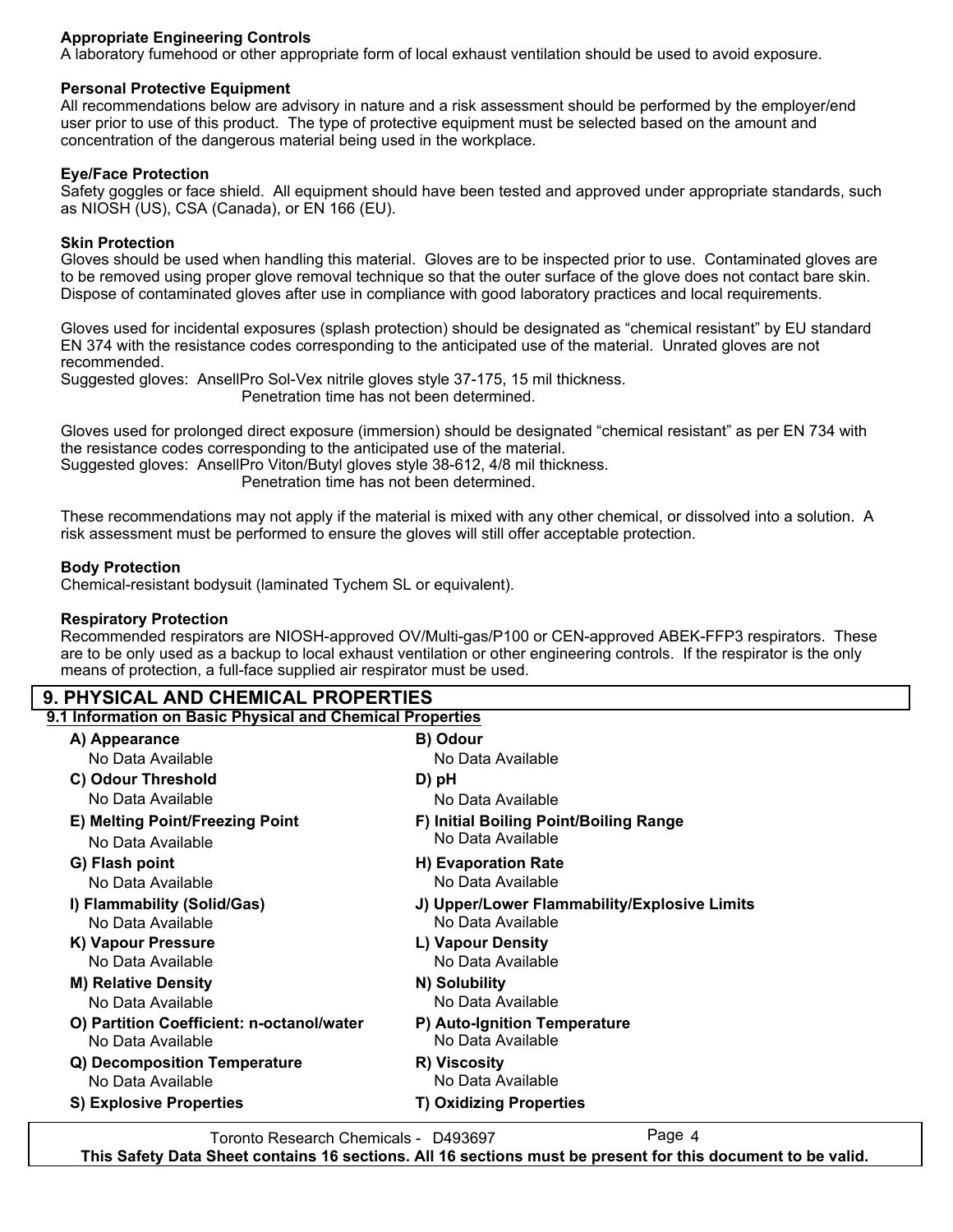**Appropriate Engineering Controls**

A laboratory fumehood or other appropriate form of local exhaust ventilation should be used to avoid exposure.

**Personal Protective Equipment**

All recommendations below are advisory in nature and a risk assessment should be performed by the employer/end user prior to use of this product. The type of protective equipment must be selected based on the amount and concentration of the dangerous material being used in the workplace.

**Eye/Face Protection**

Safety goggles or face shield. All equipment should have been tested and approved under appropriate standards, such as NIOSH (US), CSA (Canada), or EN 166 (EU).

**Skin Protection**

Gloves should be used when handling this material. Gloves are to be inspected prior to use. Contaminated gloves are to be removed using proper glove removal technique so that the outer surface of the glove does not contact bare skin. Dispose of contaminated gloves after use in compliance with good laboratory practices and local requirements.

Gloves used for incidental exposures (splash protection) should be designated as "chemical resistant" by EU standard EN 374 with the resistance codes corresponding to the anticipated use of the material. Unrated gloves are not recommended.

Suggested gloves: AnsellPro Sol-Vex nitrile gloves style 37-175, 15 mil thickness.
Penetration time has not been determined.

Gloves used for prolonged direct exposure (immersion) should be designated "chemical resistant" as per EN 734 with the resistance codes corresponding to the anticipated use of the material.

Suggested gloves: AnsellPro Viton/Butyl gloves style 38-612, 4/8 mil thickness.
Penetration time has not been determined.

These recommendations may not apply if the material is mixed with any other chemical, or dissolved into a solution. A risk assessment must be performed to ensure the gloves will still offer acceptable protection.

**Body Protection**

Chemical-resistant bodysuit (laminated Tychem SL or equivalent).

**Respiratory Protection**

Recommended respirators are NIOSH-approved OV/Multi-gas/P100 or CEN-approved ABEK-FFP3 respirators. These are to be only used as a backup to local exhaust ventilation or other engineering controls. If the respirator is the only means of protection, a full-face supplied air respirator must be used.

## 9. PHYSICAL AND CHEMICAL PROPERTIES

### 9.1 Information on Basic Physical and Chemical Properties

**A) Appearance**
No Data Available

**B) Odour**
No Data Available

**C) Odour Threshold**
No Data Available

**D) pH**
No Data Available

**E) Melting Point/Freezing Point**
No Data Available

**F) Initial Boiling Point/Boiling Range**
No Data Available

**G) Flash point**
No Data Available

**H) Evaporation Rate**
No Data Available

**I) Flammability (Solid/Gas)**
No Data Available

**J) Upper/Lower Flammability/Explosive Limits**
No Data Available

**K) Vapour Pressure**
No Data Available

**L) Vapour Density**
No Data Available

**M) Relative Density**
No Data Available

**N) Solubility**
No Data Available

**O) Partition Coefficient: n-octanol/water**
No Data Available

**P) Auto-Ignition Temperature**
No Data Available

**Q) Decomposition Temperature**
No Data Available

**R) Viscosity**
No Data Available

**S) Explosive Properties**

**T) Oxidizing Properties**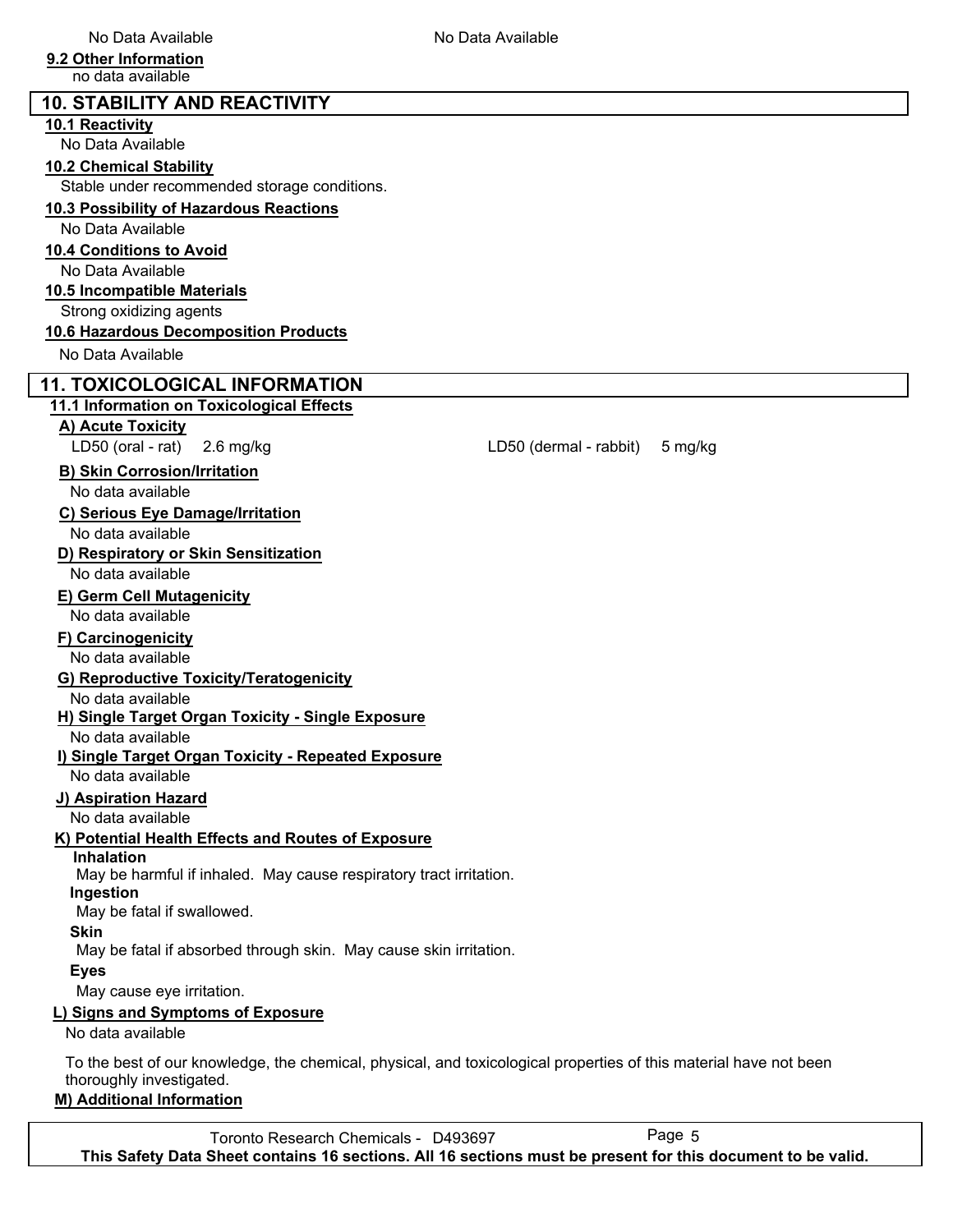No Data Available    No Data Available

**9.2 Other Information**

no data available

## 10. STABILITY AND REACTIVITY

**10.1 Reactivity**

No Data Available

**10.2 Chemical Stability**

Stable under recommended storage conditions.

**10.3 Possibility of Hazardous Reactions**

No Data Available

**10.4 Conditions to Avoid**

No Data Available

**10.5 Incompatible Materials**

Strong oxidizing agents

**10.6 Hazardous Decomposition Products**

No Data Available

## 11. TOXICOLOGICAL INFORMATION

**11.1 Information on Toxicological Effects**

**A) Acute Toxicity**

LD50 (oral - rat)    2.6 mg/kg    LD50 (dermal - rabbit)    5 mg/kg

**B) Skin Corrosion/Irritation**

No data available

**C) Serious Eye Damage/Irritation**

No data available

**D) Respiratory or Skin Sensitization**

No data available

**E) Germ Cell Mutagenicity**

No data available

**F) Carcinogenicity**

No data available

**G) Reproductive Toxicity/Teratogenicity**

No data available

**H) Single Target Organ Toxicity - Single Exposure**

No data available

**I) Single Target Organ Toxicity - Repeated Exposure**

No data available

**J) Aspiration Hazard**

No data available

**K) Potential Health Effects and Routes of Exposure**

**Inhalation**

May be harmful if inhaled. May cause respiratory tract irritation.

**Ingestion**

May be fatal if swallowed.

**Skin**

May be fatal if absorbed through skin. May cause skin irritation.

**Eyes**

May cause eye irritation.

**L) Signs and Symptoms of Exposure**

No data available

To the best of our knowledge, the chemical, physical, and toxicological properties of this material have not been thoroughly investigated.

**M) Additional Information**

Toronto Research Chemicals - D493697

**This Safety Data Sheet contains 16 sections. All 16 sections must be present for this document to be valid.**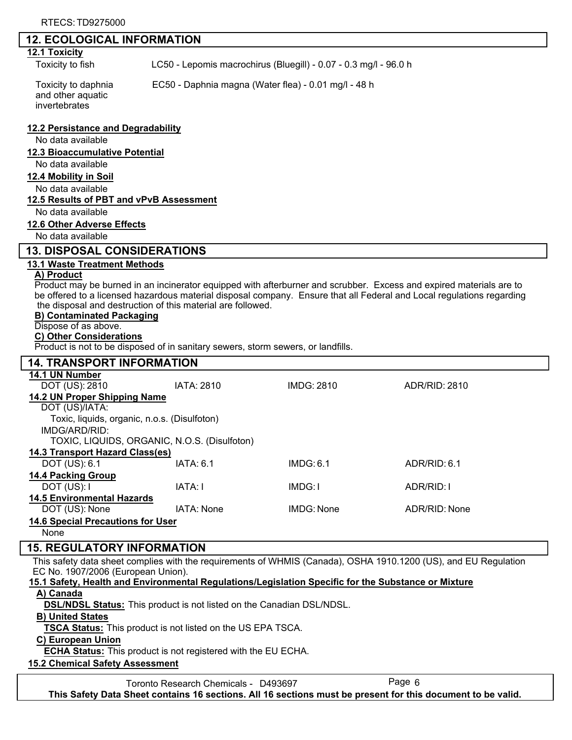RTECS: TD9275000

## 12. ECOLOGICAL INFORMATION

### 12.1 Toxicity

| | |
|---|---|
| Toxicity to fish | LC50 - Lepomis macrochirus (Bluegill) - 0.07 - 0.3 mg/l - 96.0 h |
| Toxicity to daphnia and other aquatic invertebrates | EC50 - Daphnia magna (Water flea) - 0.01 mg/l - 48 h |

### 12.2 Persistance and Degradability

No data available

### 12.3 Bioaccumulative Potential

No data available

### 12.4 Mobility in Soil

No data available

### 12.5 Results of PBT and vPvB Assessment

No data available

### 12.6 Other Adverse Effects

No data available

## 13. DISPOSAL CONSIDERATIONS

### 13.1 Waste Treatment Methods

**A) Product**

Product may be burned in an incinerator equipped with afterburner and scrubber. Excess and expired materials are to be offered to a licensed hazardous material disposal company. Ensure that all Federal and Local regulations regarding the disposal and destruction of this material are followed.

**B) Contaminated Packaging**

Dispose of as above.

**C) Other Considerations**

Product is not to be disposed of in sanitary sewers, storm sewers, or landfills.

## 14. TRANSPORT INFORMATION

### 14.1 UN Number

| DOT (US): 2810 | IATA: 2810 | IMDG: 2810 | ADR/RID: 2810 |
|---|---|---|---|

### 14.2 UN Proper Shipping Name

DOT (US)/IATA:

Toxic, liquids, organic, n.o.s. (Disulfoton)

IMDG/ARD/RID:

TOXIC, LIQUIDS, ORGANIC, N.O.S. (Disulfoton)

### 14.3 Transport Hazard Class(es)

| DOT (US): 6.1 | IATA: 6.1 | IMDG: 6.1 | ADR/RID: 6.1 |
|---|---|---|---|

### 14.4 Packing Group

| DOT (US): I | IATA: I | IMDG: I | ADR/RID: I |
|---|---|---|---|

### 14.5 Environmental Hazards

| DOT (US): None | IATA: None | IMDG: None | ADR/RID: None |
|---|---|---|---|

### 14.6 Special Precautions for User

None

## 15. REGULATORY INFORMATION

This safety data sheet complies with the requirements of WHMIS (Canada), OSHA 1910.1200 (US), and EU Regulation EC No. 1907/2006 (European Union).

### 15.1 Safety, Health and Environmental Regulations/Legislation Specific for the Substance or Mixture

**A) Canada**

**DSL/NDSL Status:** This product is not listed on the Canadian DSL/NDSL.

**B) United States**

**TSCA Status:** This product is not listed on the US EPA TSCA.

**C) European Union**

**ECHA Status:** This product is not registered with the EU ECHA.

### 15.2 Chemical Safety Assessment

Toronto Research Chemicals - D493697

**This Safety Data Sheet contains 16 sections. All 16 sections must be present for this document to be valid.**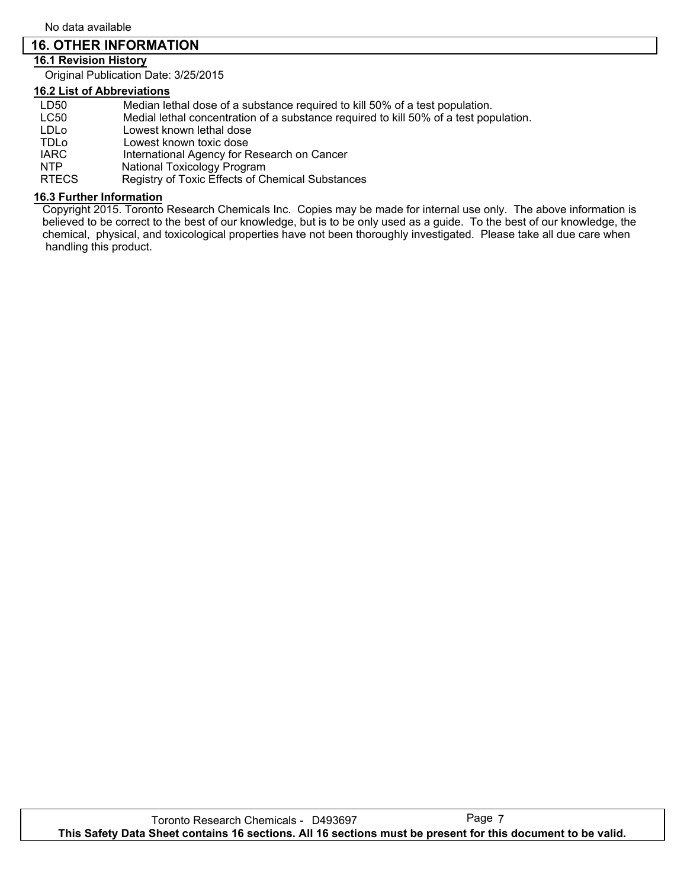No data available

## 16. OTHER INFORMATION

### 16.1 Revision History

Original Publication Date: 3/25/2015

### 16.2 List of Abbreviations

| | |
|---|---|
| LD50 | Median lethal dose of a substance required to kill 50% of a test population. |
| LC50 | Medial lethal concentration of a substance required to kill 50% of a test population. |
| LDLo | Lowest known lethal dose |
| TDLo | Lowest known toxic dose |
| IARC | International Agency for Research on Cancer |
| NTP | National Toxicology Program |
| RTECS | Registry of Toxic Effects of Chemical Substances |

### 16.3 Further Information

Copyright 2015. Toronto Research Chemicals Inc. Copies may be made for internal use only. The above information is believed to be correct to the best of our knowledge, but is to be only used as a guide. To the best of our knowledge, the chemical, physical, and toxicological properties have not been thoroughly investigated. Please take all due care when handling this product.

Toronto Research Chemicals - D493697

**This Safety Data Sheet contains 16 sections. All 16 sections must be present for this document to be valid.**